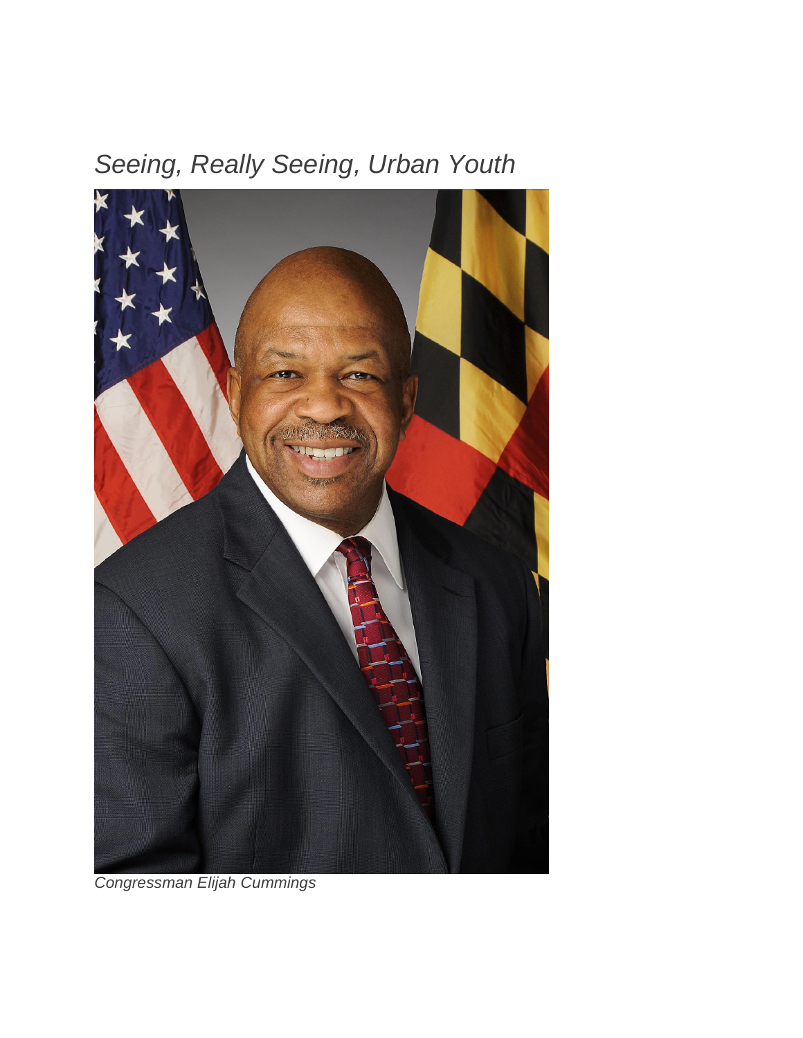# *Seeing, Really Seeing, Urban Youth*

*Congressman Elijah Cummings*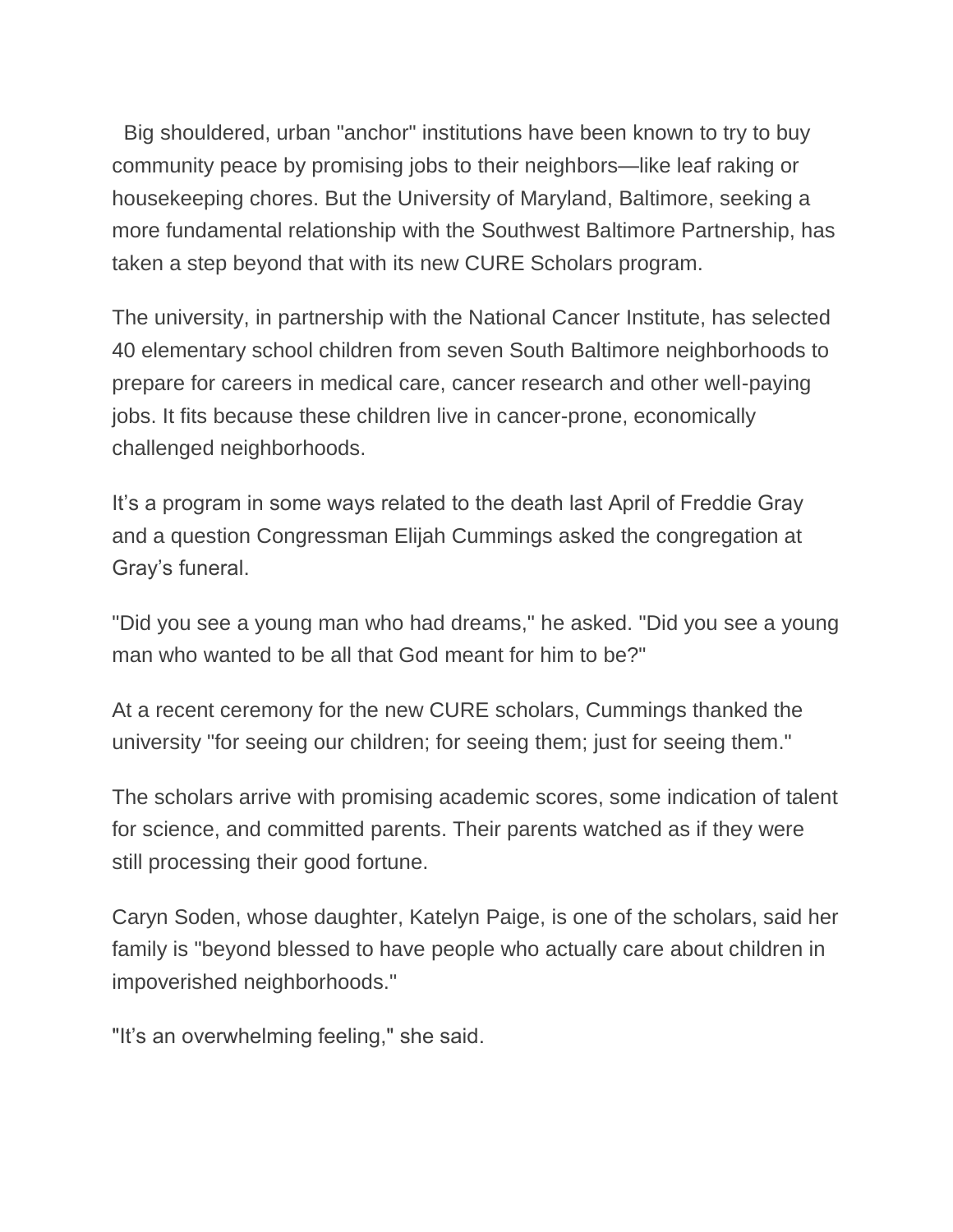Big shouldered, urban "anchor" institutions have been known to try to buy community peace by promising jobs to their neighbors—like leaf raking or housekeeping chores. But the University of Maryland, Baltimore, seeking a more fundamental relationship with the Southwest Baltimore Partnership, has taken a step beyond that with its new CURE Scholars program.

The university, in partnership with the National Cancer Institute, has selected 40 elementary school children from seven South Baltimore neighborhoods to prepare for careers in medical care, cancer research and other well-paying jobs. It fits because these children live in cancer-prone, economically challenged neighborhoods.

It's a program in some ways related to the death last April of Freddie Gray and a question Congressman Elijah Cummings asked the congregation at Gray's funeral.

"Did you see a young man who had dreams," he asked. "Did you see a young man who wanted to be all that God meant for him to be?"

At a recent ceremony for the new CURE scholars, Cummings thanked the university "for seeing our children; for seeing them; just for seeing them."

The scholars arrive with promising academic scores, some indication of talent for science, and committed parents. Their parents watched as if they were still processing their good fortune.

Caryn Soden, whose daughter, Katelyn Paige, is one of the scholars, said her family is "beyond blessed to have people who actually care about children in impoverished neighborhoods."

"It's an overwhelming feeling," she said.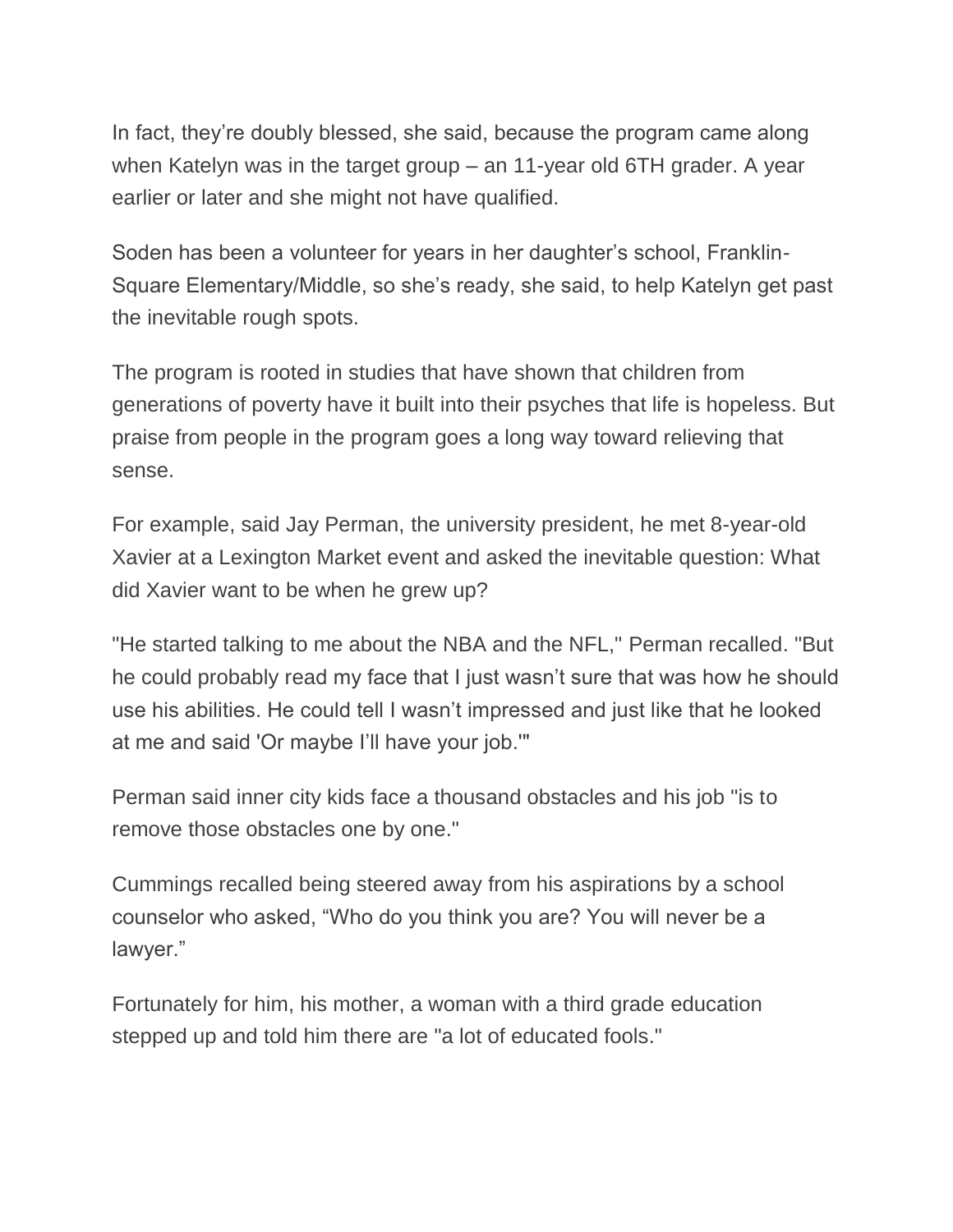In fact, they're doubly blessed, she said, because the program came along when Katelyn was in the target group – an 11-year old 6TH grader. A year earlier or later and she might not have qualified.

Soden has been a volunteer for years in her daughter's school, Franklin-Square Elementary/Middle, so she's ready, she said, to help Katelyn get past the inevitable rough spots.

The program is rooted in studies that have shown that children from generations of poverty have it built into their psyches that life is hopeless. But praise from people in the program goes a long way toward relieving that sense.

For example, said Jay Perman, the university president, he met 8-year-old Xavier at a Lexington Market event and asked the inevitable question: What did Xavier want to be when he grew up?

"He started talking to me about the NBA and the NFL," Perman recalled. "But he could probably read my face that I just wasn't sure that was how he should use his abilities. He could tell I wasn't impressed and just like that he looked at me and said 'Or maybe I'll have your job.'"

Perman said inner city kids face a thousand obstacles and his job "is to remove those obstacles one by one."

Cummings recalled being steered away from his aspirations by a school counselor who asked, "Who do you think you are? You will never be a lawyer."

Fortunately for him, his mother, a woman with a third grade education stepped up and told him there are "a lot of educated fools."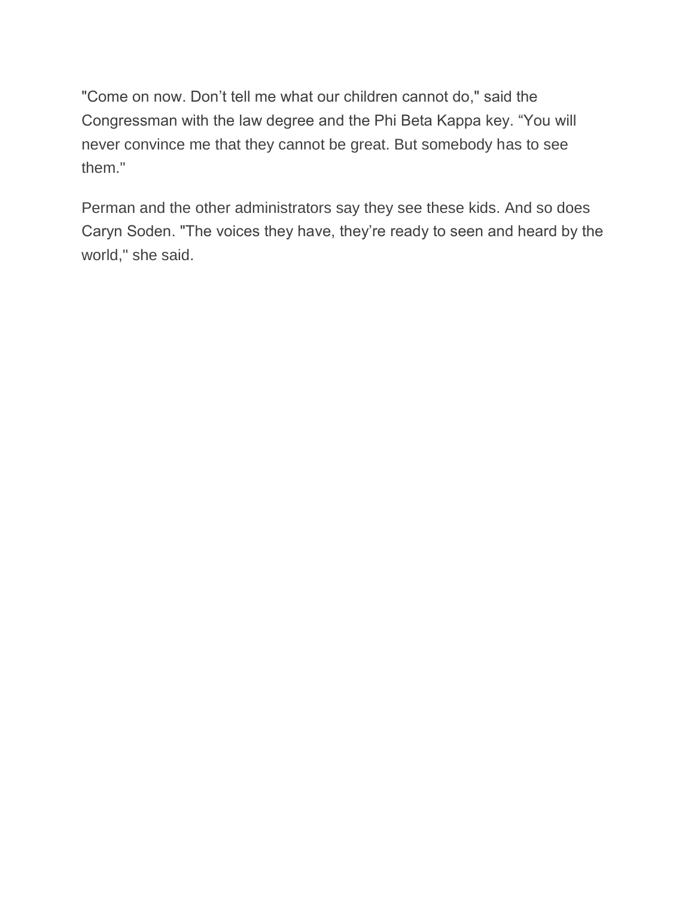"Come on now. Don't tell me what our children cannot do," said the Congressman with the law degree and the Phi Beta Kappa key. "You will never convince me that they cannot be great. But somebody has to see them."

Perman and the other administrators say they see these kids. And so does Caryn Soden. "The voices they have, they're ready to seen and heard by the world," she said.